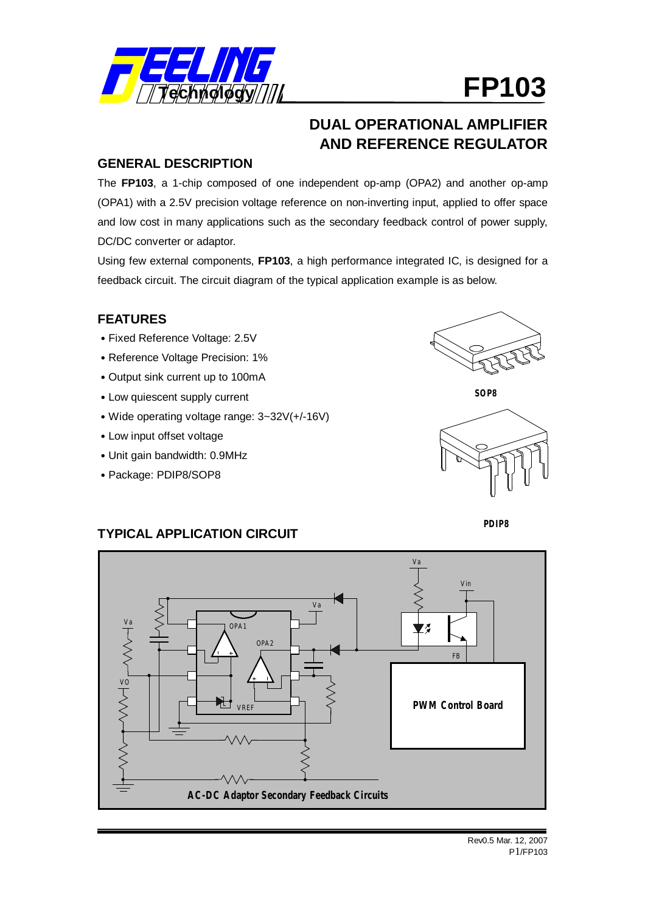# FP103

## DUAL OPERATIONAL AMPLIFIER AND REFERENCE REGULATOR

### GENERAL DESCRIPTION

The **FP103**, a 1-chip composed of one independent op-amp (OPA2) and another op-amp (OPA1) with a 2.5V precision voltage reference on non-inverting input, applied to offer space and low cost in many applications such as the secondary feedback control of power supply, DC/DC converter or adaptor.

Using few external components, **FP103**, a high performance integrated IC, is designed for a feedback circuit. The circuit diagram of the typical application example is as below.

### FEATURES

- Fixed Reference Voltage: 2.5V
- Reference Voltage Precision: 1%
- Output sink current up to 100mA
- Low quiescent supply current
- Wide operating voltage range: 3~32V(+/-16V)
- Low input offset voltage
- Unit gain bandwidth: 0.9MHz
- Package: PDIP8/SOP8

SOP8

PDIP8

### TYPICAL APPLICATION CIRCUIT

AC-DC Adaptor Secondary Feedback Circuits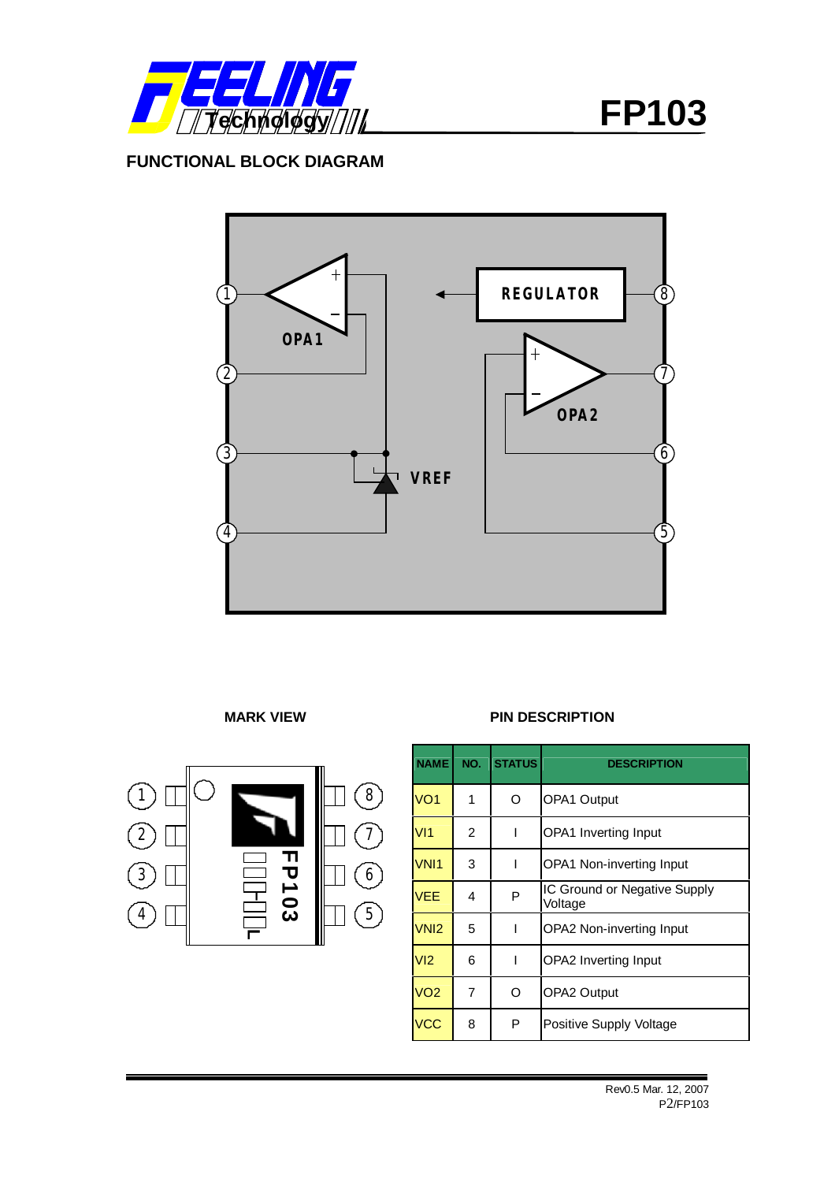## FUNCTIONAL BLOCK DIAGRAM

**MARK VIEW**

**PIN DESCRIPTION**

| NAME | NO. | STATUS | DESCRIPTION |
|---|---|---|---|
| VO1 | 1 | O | OPA1 Output |
| VI1 | 2 | I | OPA1 Inverting Input |
| VNI1 | 3 | I | OPA1 Non-inverting Input |
| VEE | 4 | P | IC Ground or Negative Supply Voltage |
| VNI2 | 5 | I | OPA2 Non-inverting Input |
| VI2 | 6 | I | OPA2 Inverting Input |
| VO2 | 7 | O | OPA2 Output |
| VCC | 8 | P | Positive Supply Voltage |

Rev0.5 Mar. 12, 2007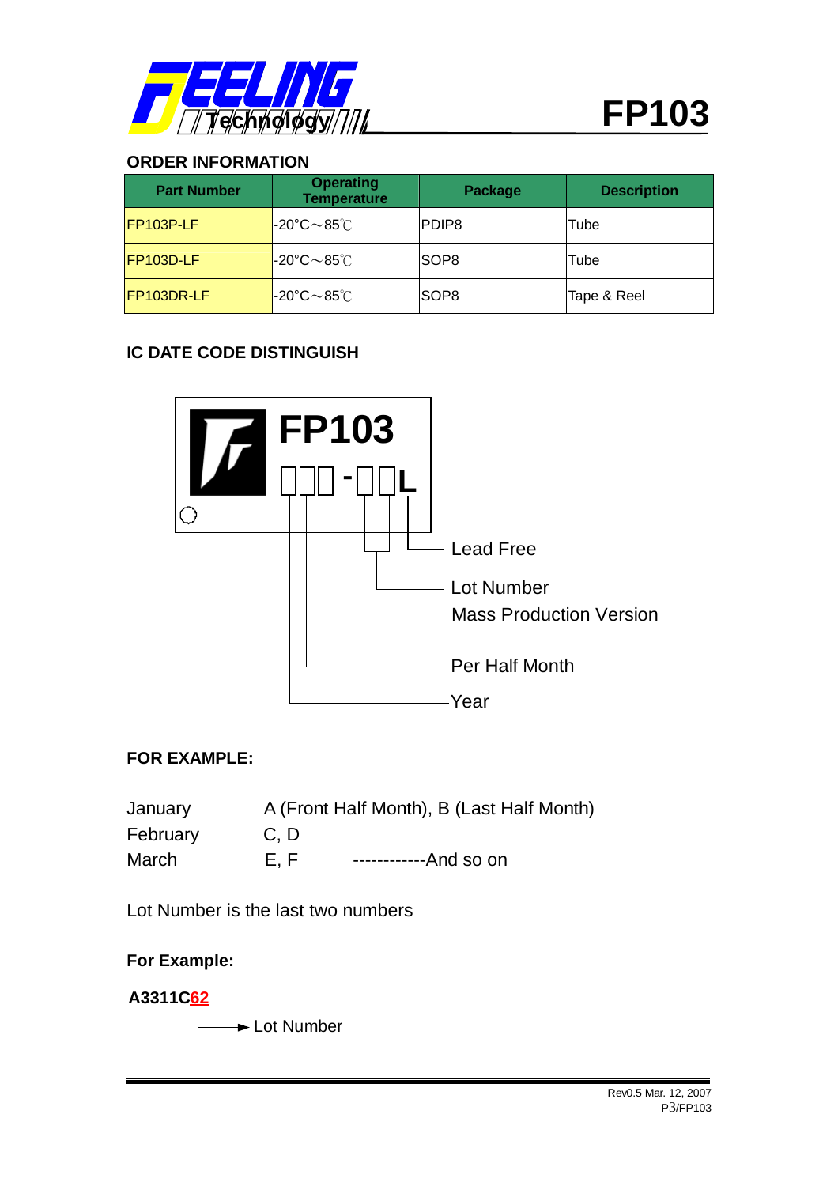## ORDER INFORMATION

| Part Number | Operating Temperature | Package | Description |
| --- | --- | --- | --- |
| FP103P-LF | -20°C～85℃ | PDIP8 | Tube |
| FP103D-LF | -20°C～85℃ | SOP8 | Tube |
| FP103DR-LF | -20°C～85℃ | SOP8 | Tape & Reel |

## IC DATE CODE DISTINGUISH

FP103
□□□ - □□L

- L: Lead Free
- Lot Number
- Mass Production Version
- Per Half Month
- Year

## FOR EXAMPLE:

| | |
| --- | --- |
| January | A (Front Half Month), B (Last Half Month) |
| February | C, D |
| March | E, F ------------And so on |

Lot Number is the last two numbers

**For Example:**

**A3311C62**

62 → Lot Number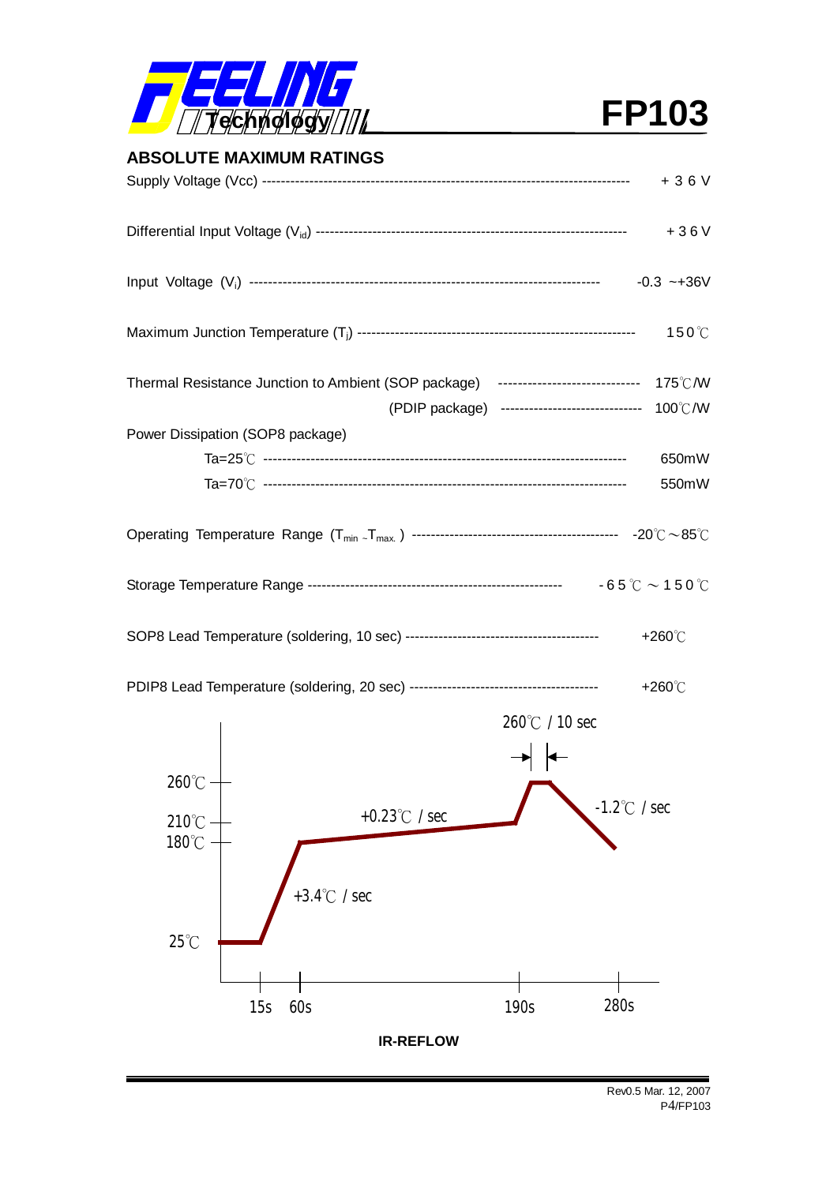## ABSOLUTE MAXIMUM RATINGS

| Parameter | Rating |
|---|---|
| Supply Voltage (Vcc) | + 3 6 V |
| Differential Input Voltage ($V_{id}$) | + 3 6 V |
| Input Voltage ($V_i$) | -0.3 ~+36V |
| Maximum Junction Temperature ($T_j$) | 150℃ |
| Thermal Resistance Junction to Ambient (SOP package) | 175℃/W |
| (PDIP package) | 100℃/W |
| Power Dissipation (SOP8 package) | |
| Ta=25℃ | 650mW |
| Ta=70℃ | 550mW |
| Operating Temperature Range ($T_{min}$ ~$T_{max.}$) | -20℃～85℃ |
| Storage Temperature Range | -65℃～150℃ |
| SOP8 Lead Temperature (soldering, 10 sec) | +260℃ |
| PDIP8 Lead Temperature (soldering, 20 sec) | +260℃ |

IR-REFLOW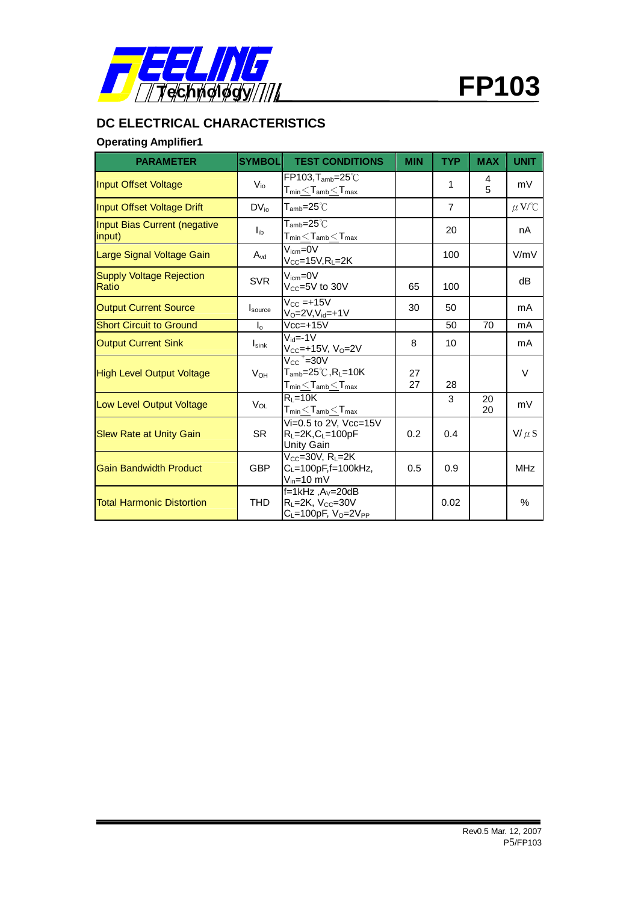## DC ELECTRICAL CHARACTERISTICS

### Operating Amplifier1

| PARAMETER | SYMBOL | TEST CONDITIONS | MIN | TYP | MAX | UNIT |
|---|---|---|---|---|---|---|
| Input Offset Voltage | $V_{io}$ | FP103, $T_{amb}$=25℃<br>$T_{min} \leq T_{amb} \leq T_{max.}$ | | 1 | 4<br>5 | mV |
| Input Offset Voltage Drift | $DV_{io}$ | $T_{amb}$=25℃ | | 7 | | μV/℃ |
| Input Bias Current (negative input) | $I_{ib}$ | $T_{amb}$=25℃<br>$T_{min} \leq T_{amb} \leq T_{max}$ | | 20 | | nA |
| Large Signal Voltage Gain | $A_{vd}$ | $V_{icm}$=0V<br>$V_{CC}$=15V, $R_L$=2K | | 100 | | V/mV |
| Supply Voltage Rejection Ratio | SVR | $V_{icm}$=0V<br>$V_{CC}$=5V to 30V | 65 | 100 | | dB |
| Output Current Source | $I_{source}$ | $V_{CC}$ =+15V<br>$V_O$=2V, $V_{id}$=+1V | 30 | 50 | | mA |
| Short Circuit to Ground | $I_o$ | Vcc=+15V | | 50 | 70 | mA |
| Output Current Sink | $I_{sink}$ | $V_{id}$=-1V<br>$V_{CC}$=+15V, $V_O$=2V | 8 | 10 | | mA |
| High Level Output Voltage | $V_{OH}$ | $V_{CC}^{+}$=30V<br>$T_{amb}$=25℃, $R_L$=10K<br>$T_{min} \leq T_{amb} \leq T_{max}$ | 27<br>27 | 28 | | V |
| Low Level Output Voltage | $V_{OL}$ | $R_L$=10K<br>$T_{min} \leq T_{amb} \leq T_{max}$ | | 3 | 20<br>20 | mV |
| Slew Rate at Unity Gain | SR | Vi=0.5 to 2V, Vcc=15V<br>$R_L$=2K, $C_L$=100pF<br>Unity Gain | 0.2 | 0.4 | | V/μS |
| Gain Bandwidth Product | GBP | $V_{CC}$=30V, $R_L$=2K<br>$C_L$=100pF, f=100kHz,<br>$V_{in}$=10 mV | 0.5 | 0.9 | | MHz |
| Total Harmonic Distortion | THD | f=1kHz, $A_V$=20dB<br>$R_L$=2K, $V_{CC}$=30V<br>$C_L$=100pF, $V_O$=2$V_{PP}$ | | 0.02 | | % |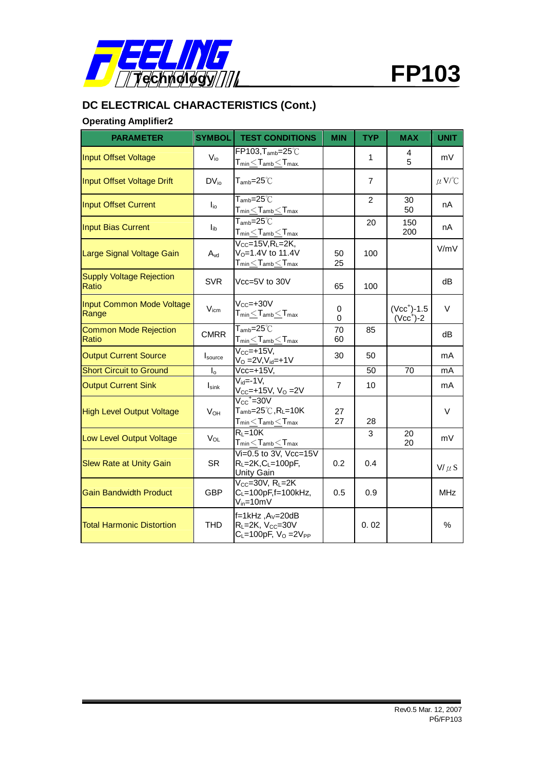## DC ELECTRICAL CHARACTERISTICS (Cont.)

### Operating Amplifier2

| PARAMETER | SYMBOL | TEST CONDITIONS | MIN | TYP | MAX | UNIT |
|---|---|---|---|---|---|---|
| Input Offset Voltage | $V_{io}$ | FP103, $T_{amb}$=25℃<br>$T_{min} \leq T_{amb} \leq T_{max.}$ | | 1 | 4<br>5 | mV |
| Input Offset Voltage Drift | $DV_{io}$ | $T_{amb}$=25℃ | | 7 | | μV/℃ |
| Input Offset Current | $I_{io}$ | $T_{amb}$=25℃<br>$T_{min} \leq T_{amb} \leq T_{max}$ | | 2 | 30<br>50 | nA |
| Input Bias Current | $I_{ib}$ | $T_{amb}$=25℃<br>$T_{min} \leq T_{amb} \leq T_{max}$ | | 20 | 150<br>200 | nA |
| Large Signal Voltage Gain | $A_{vd}$ | $V_{CC}$=15V, $R_L$=2K,<br>$V_O$=1.4V to 11.4V<br>$T_{min} \leq T_{amb} \leq T_{max}$ | 50<br>25 | 100 | | V/mV |
| Supply Voltage Rejection Ratio | SVR | Vcc=5V to 30V | 65 | 100 | | dB |
| Input Common Mode Voltage Range | $V_{icm}$ | $V_{CC}$=+30V<br>$T_{min} \leq T_{amb} \leq T_{max}$ | 0<br>0 | | $(Vcc^+)$-1.5<br>$(Vcc^+)$-2 | V |
| Common Mode Rejection Ratio | CMRR | $T_{amb}$=25℃<br>$T_{min} \leq T_{amb} \leq T_{max}$ | 70<br>60 | 85 | | dB |
| Output Current Source | $I_{source}$ | $V_{CC}$=+15V,<br>$V_O$=2V, $V_{id}$=+1V | 30 | 50 | | mA |
| Short Circuit to Ground | $I_o$ | Vcc=+15V, | | 50 | 70 | mA |
| Output Current Sink | $I_{sink}$ | $V_{id}$=-1V,<br>$V_{CC}$=+15V, $V_O$=2V | 7 | 10 | | mA |
| High Level Output Voltage | $V_{OH}$ | $V_{CC}^+$=30V<br>$T_{amb}$=25℃, $R_L$=10K<br>$T_{min} \leq T_{amb} \leq T_{max}$ | 27<br>27 | 28 | | V |
| Low Level Output Voltage | $V_{OL}$ | $R_L$=10K<br>$T_{min} \leq T_{amb} \leq T_{max}$ | | 3 | 20<br>20 | mV |
| Slew Rate at Unity Gain | SR | Vi=0.5 to 3V, Vcc=15V<br>$R_L$=2K, $C_L$=100pF,<br>Unity Gain | 0.2 | 0.4 | | V/μS |
| Gain Bandwidth Product | GBP | $V_{CC}$=30V, $R_L$=2K<br>$C_L$=100pF, f=100kHz,<br>$V_{in}$=10mV | 0.5 | 0.9 | | MHz |
| Total Harmonic Distortion | THD | f=1kHz, $A_V$=20dB<br>$R_L$=2K, $V_{CC}$=30V<br>$C_L$=100pF, $V_O$=2$V_{PP}$ | | 0.02 | | % |

Rev0.5 Mar. 12, 2007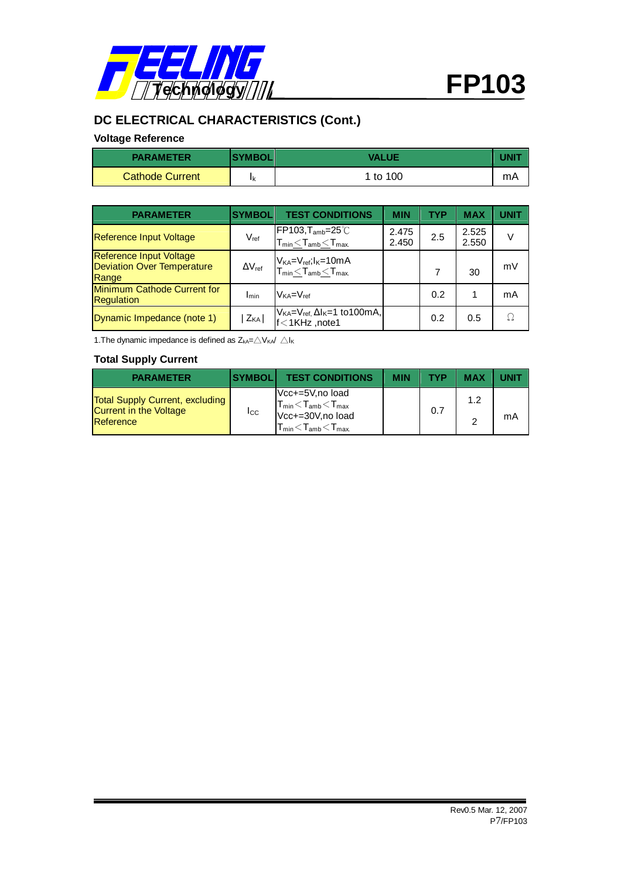## DC ELECTRICAL CHARACTERISTICS (Cont.)

### Voltage Reference

| PARAMETER | SYMBOL | VALUE | UNIT |
|---|---|---|---|
| Cathode Current | $I_k$ | 1 to 100 | mA |

| PARAMETER | SYMBOL | TEST CONDITIONS | MIN | TYP | MAX | UNIT |
|---|---|---|---|---|---|---|
| Reference Input Voltage | $V_{ref}$ | FP103, $T_{amb}$=25℃<br>$T_{min} \leq T_{amb} \leq T_{max}$ | 2.475<br>2.450 | 2.5 | 2.525<br>2.550 | V |
| Reference Input Voltage Deviation Over Temperature Range | $\Delta V_{ref}$ | $V_{KA}=V_{ref}$; $I_K$=10mA<br>$T_{min} \leq T_{amb} \leq T_{max}$ | | 7 | 30 | mV |
| Minimum Cathode Current for Regulation | $I_{min}$ | $V_{KA}=V_{ref}$ | | 0.2 | 1 | mA |
| Dynamic Impedance (note 1) | $\|Z_{KA}\|$ | $V_{KA}=V_{ref}$, $\Delta I_K$=1 to100mA, f<1KHz ,note1 | | 0.2 | 0.5 | Ω |

1.The dynamic impedance is defined as $Z_{KA}=\triangle V_{KA}/\triangle I_K$

### Total Supply Current

| PARAMETER | SYMBOL | TEST CONDITIONS | MIN | TYP | MAX | UNIT |
|---|---|---|---|---|---|---|
| Total Supply Current, excluding Current in the Voltage Reference | $I_{CC}$ | Vcc+=5V,no load<br>$T_{min} < T_{amb} < T_{max}$<br>Vcc+=30V,no load<br>$T_{min} < T_{amb} < T_{max}$ | | 0.7 | 1.2<br>2 | mA |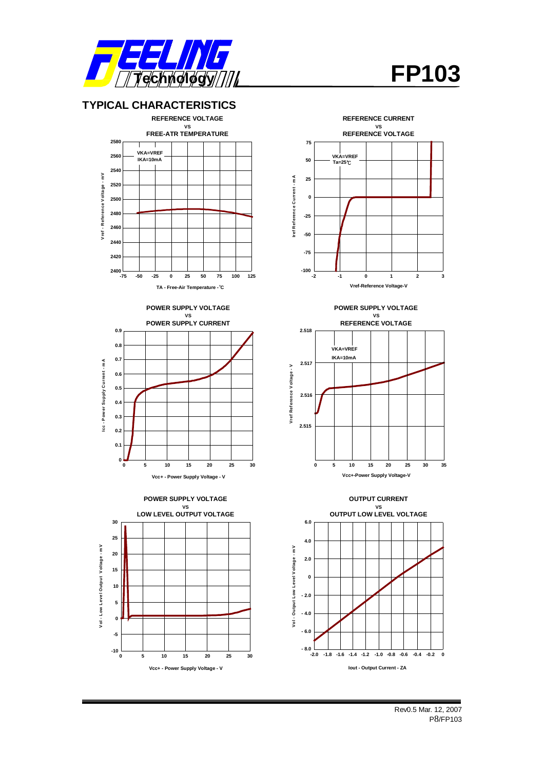## TYPICAL CHARACTERISTICS

**REFERENCE VOLTAGE vs FREE-ATR TEMPERATURE**

VKA=VREF
IKA=10mA

Vref - Reference Voltage - mV

TA - Free-Air Temperature - ℃

**REFERENCE CURRENT vs REFERENCE VOLTAGE**

VKA=VREF
Ta=25℃

Iref Reference Current - mA

Vref-Reference Voltage-V

**POWER SUPPLY VOLTAGE vs POWER SUPPLY CURRENT**

Icc - Power Supply Current - mA

Vcc+ - Power Supply Voltage - V

**POWER SUPPLY VOLTAGE vs REFERENCE VOLTAGE**

VKA=VREF
IKA=10mA

Vref Reference Voltage - V

Vcc+-Power Supply Voltage-V

**POWER SUPPLY VOLTAGE vs LOW LEVEL OUTPUT VOLTAGE**

Vol - Low Level Output Voltage - mV

Vcc+ - Power Supply Voltage - V

**OUTPUT CURRENT vs OUTPUT LOW LEVEL VOLTAGE**

Vol - Output Low Level Voltage - mV

Iout - Output Current - ZA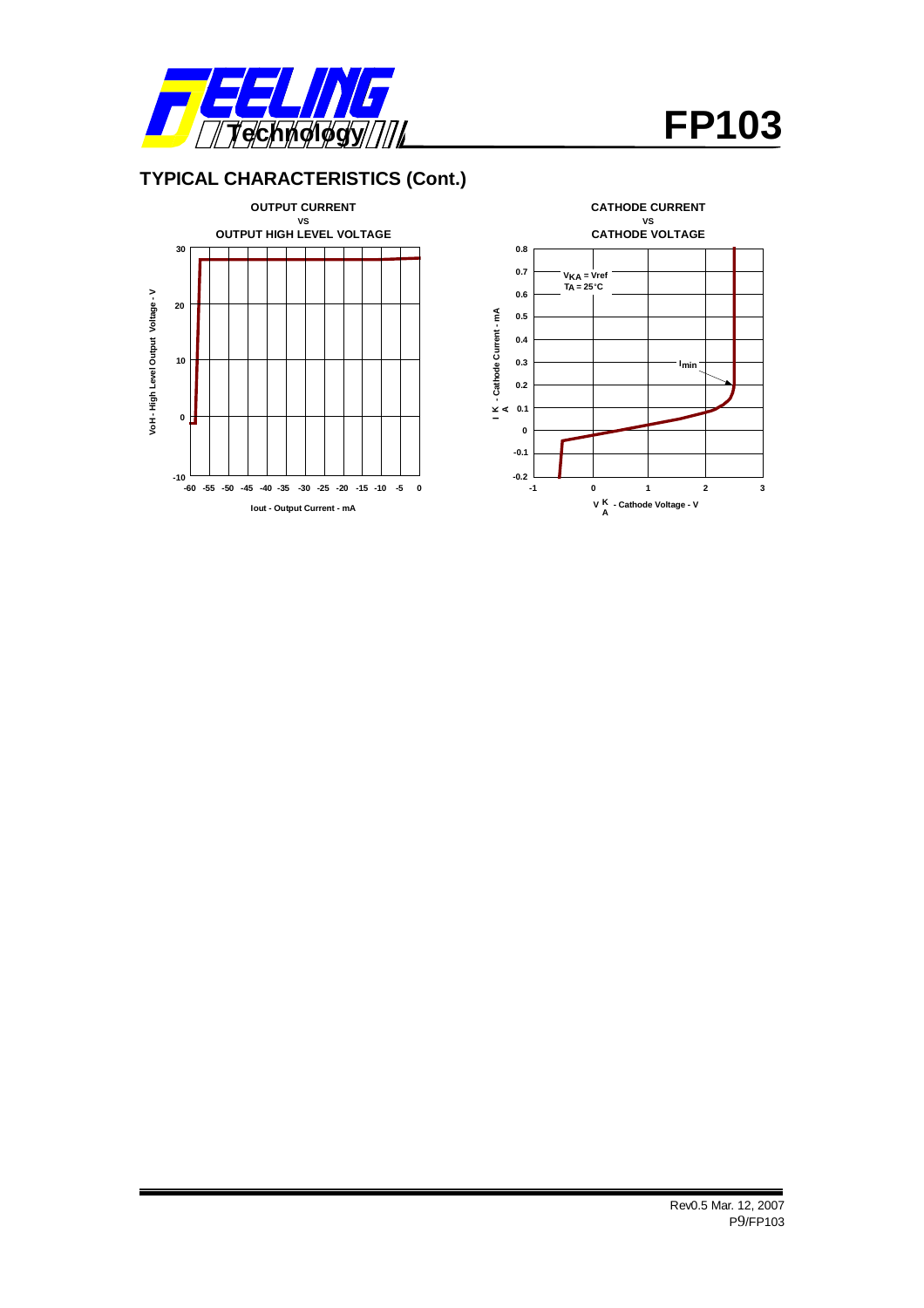## TYPICAL CHARACTERISTICS (Cont.)

**OUTPUT CURRENT vs OUTPUT HIGH LEVEL VOLTAGE**

VoH - High Level Output Voltage - V

30
20
10
0
-10

-60 -55 -50 -45 -40 -35 -30 -25 -20 -15 -10 -5 0

Iout - Output Current - mA

**CATHODE CURRENT vs CATHODE VOLTAGE**

$V_{KA}$ = Vref
TA = 25°C

$I_{min}$

$I_{KA}$ - Cathode Current - mA

0.8
0.7
0.6
0.5
0.4
0.3
0.2
0.1
0
-0.1
-0.2

-1 0 1 2 3

$V_{KA}$ - Cathode Voltage - V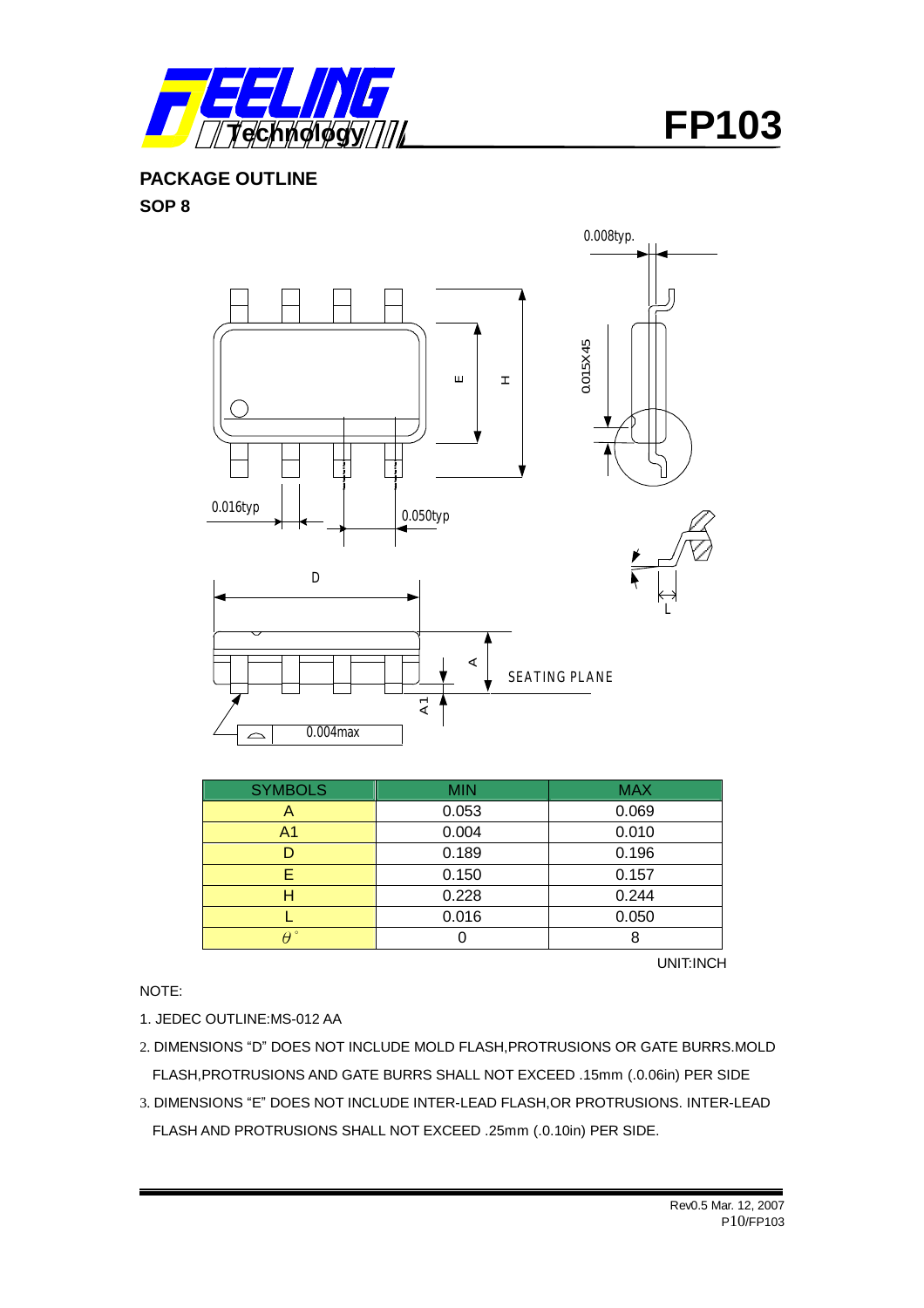## PACKAGE OUTLINE

### SOP 8

| SYMBOLS | MIN | MAX |
|---|---|---|
| A | 0.053 | 0.069 |
| A1 | 0.004 | 0.010 |
| D | 0.189 | 0.196 |
| E | 0.150 | 0.157 |
| H | 0.228 | 0.244 |
| L | 0.016 | 0.050 |
| $\theta^{\circ}$ | 0 | 8 |

UNIT:INCH

NOTE:

1. JEDEC OUTLINE:MS-012 AA
2. DIMENSIONS "D" DOES NOT INCLUDE MOLD FLASH,PROTRUSIONS OR GATE BURRS.MOLD FLASH,PROTRUSIONS AND GATE BURRS SHALL NOT EXCEED .15mm (.0.06in) PER SIDE
3. DIMENSIONS "E" DOES NOT INCLUDE INTER-LEAD FLASH,OR PROTRUSIONS. INTER-LEAD FLASH AND PROTRUSIONS SHALL NOT EXCEED .25mm (.0.10in) PER SIDE.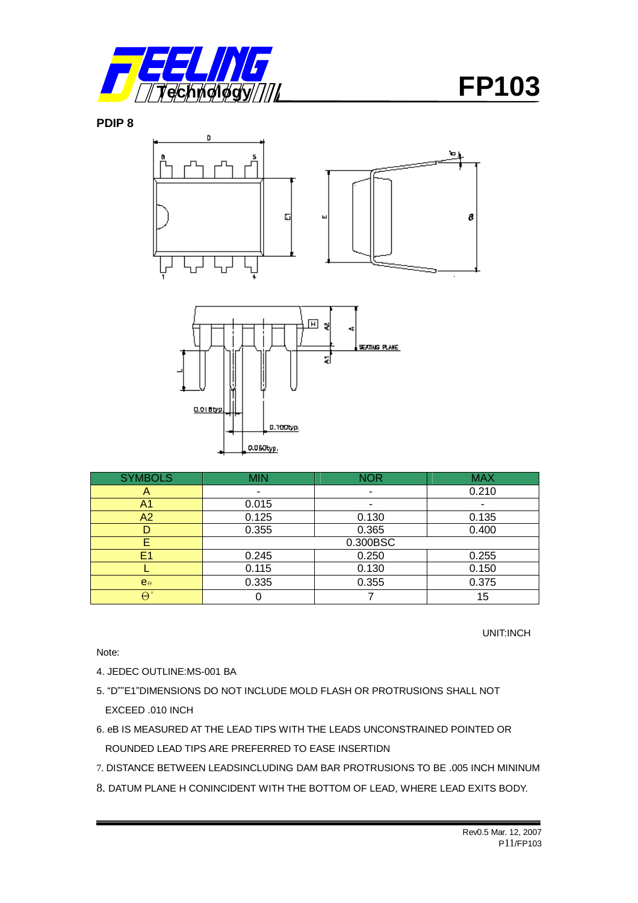**FP103**

**PDIP 8**

| SYMBOLS | MIN | NOR | MAX |
|---|---|---|---|
| A | - | - | 0.210 |
| A1 | 0.015 | - | - |
| A2 | 0.125 | 0.130 | 0.135 |
| D | 0.355 | 0.365 | 0.400 |
| E | 0.300BSC | | |
| E1 | 0.245 | 0.250 | 0.255 |
| L | 0.115 | 0.130 | 0.150 |
| $e_\theta$ | 0.335 | 0.355 | 0.375 |
| $\theta^\circ$ | 0 | 7 | 15 |

UNIT:INCH

Note:

4. JEDEC OUTLINE:MS-001 BA
5. "D""E1"DIMENSIONS DO NOT INCLUDE MOLD FLASH OR PROTRUSIONS SHALL NOT EXCEED .010 INCH
6. eB IS MEASURED AT THE LEAD TIPS WITH THE LEADS UNCONSTRAINED POINTED OR ROUNDED LEAD TIPS ARE PREFERRED TO EASE INSERTIDN
7. DISTANCE BETWEEN LEADSINCLUDING DAM BAR PROTRUSIONS TO BE .005 INCH MININUM
8. DATUM PLANE H CONINCIDENT WITH THE BOTTOM OF LEAD, WHERE LEAD EXITS BODY.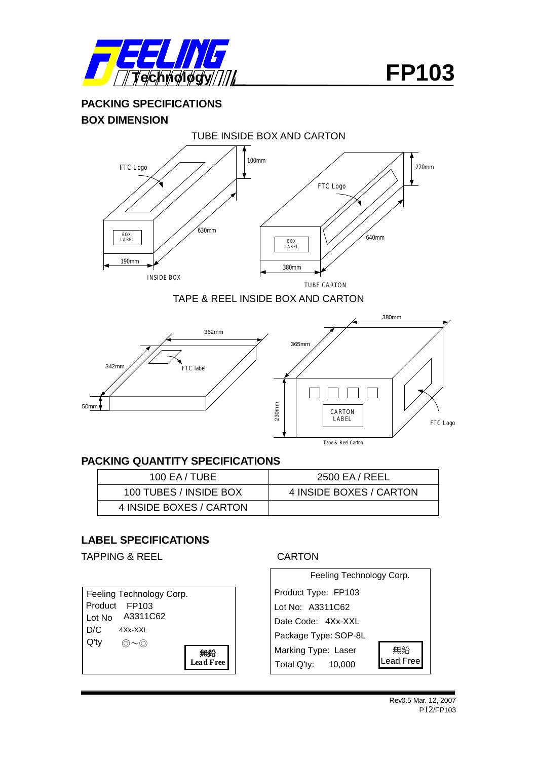FP103

## PACKING SPECIFICATIONS

### BOX DIMENSION

TUBE INSIDE BOX AND CARTON

FTC Logo

100mm

630mm

BOX LABEL

190mm

INSIDE BOX

FTC Logo

220mm

640mm

BOX LABEL

380mm

TUBE CARTON

TAPE & REEL INSIDE BOX AND CARTON

362mm

342mm

FTC label

50mm

380mm

365mm

230mm

CARTON LABEL

FTC Logo

Tape & Reel Carton

## PACKING QUANTITY SPECIFICATIONS

| 100 EA / TUBE | 2500 EA / REEL |
|---|---|
| 100 TUBES / INSIDE BOX | 4 INSIDE BOXES / CARTON |
| 4 INSIDE BOXES / CARTON | |

## LABEL SPECIFICATIONS

TAPPING & REEL

Feeling Technology Corp.
Product FP103
Lot No A3311C62
D/C 4Xx-XXL
Q'ty ◎～◎
無鉛 Lead Free

CARTON

Feeling Technology Corp.
Product Type: FP103
Lot No: A3311C62
Date Code: 4Xx-XXL
Package Type: SOP-8L
Marking Type: Laser
Total Q'ty: 10,000
無鉛 Lead Free

Rev0.5 Mar. 12, 2007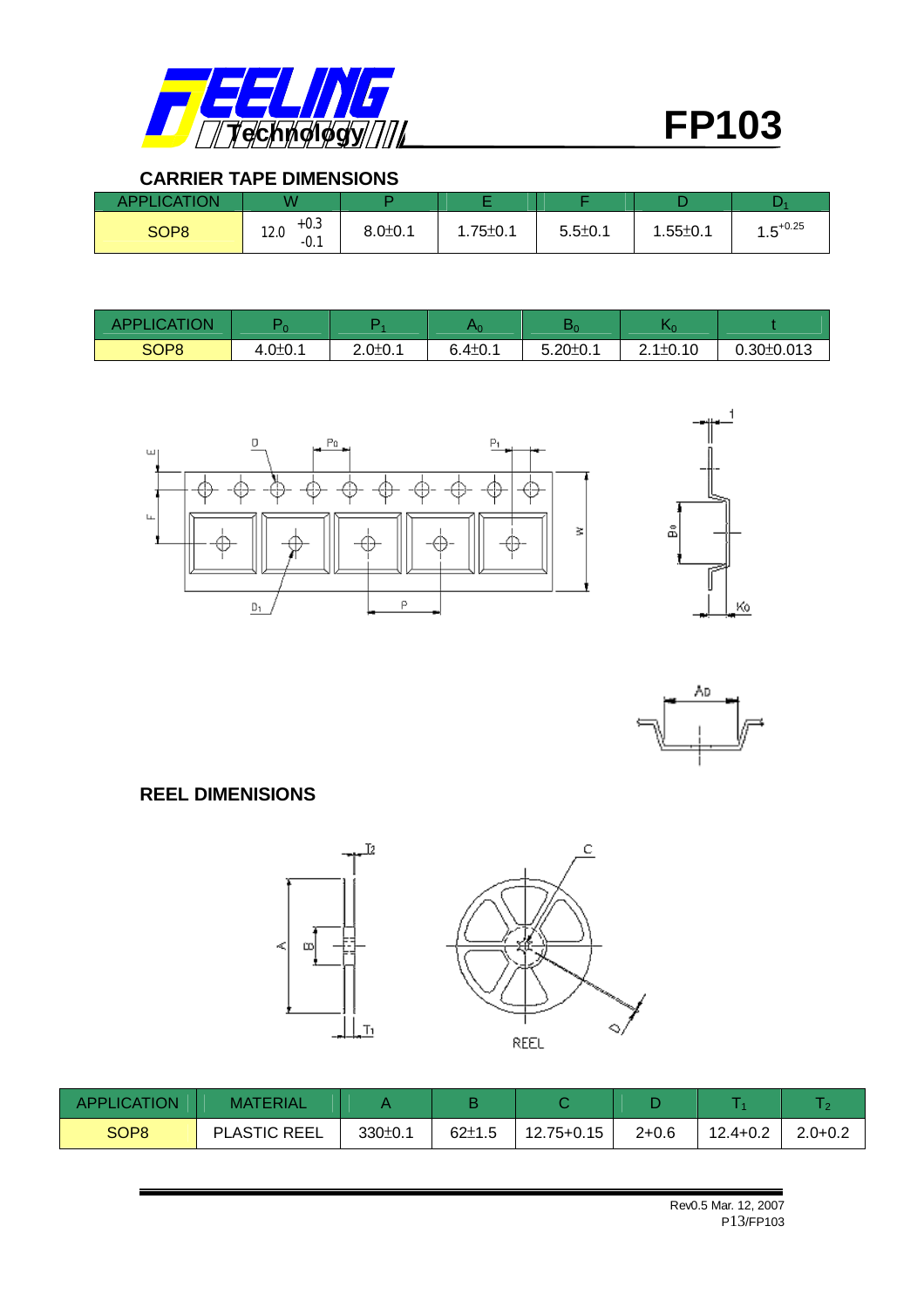# FP103

## CARRIER TAPE DIMENSIONS

| APPLICATION | W | P | E | F | D | $D_1$ |
|---|---|---|---|---|---|---|
| SOP8 | $12.0^{+0.3}_{-0.1}$ | 8.0±0.1 | 1.75±0.1 | 5.5±0.1 | 1.55±0.1 | $1.5^{+0.25}$ |

| APPLICATION | $P_0$ | $P_1$ | $A_0$ | $B_0$ | $K_0$ | t |
|---|---|---|---|---|---|---|
| SOP8 | 4.0±0.1 | 2.0±0.1 | 6.4±0.1 | 5.20±0.1 | 2.1±0.10 | 0.30±0.013 |

E
F
D
P0
P1
W
D1
P
t
B0
K0
A0

## REEL DIMENISIONS

T2
A
B
T1
C
D
REEL

| APPLICATION | MATERIAL | A | B | C | D | $T_1$ | $T_2$ |
|---|---|---|---|---|---|---|---|
| SOP8 | PLASTIC REEL | 330±0.1 | 62±1.5 | 12.75+0.15 | 2+0.6 | 12.4+0.2 | 2.0+0.2 |

Rev0.5 Mar. 12, 2007